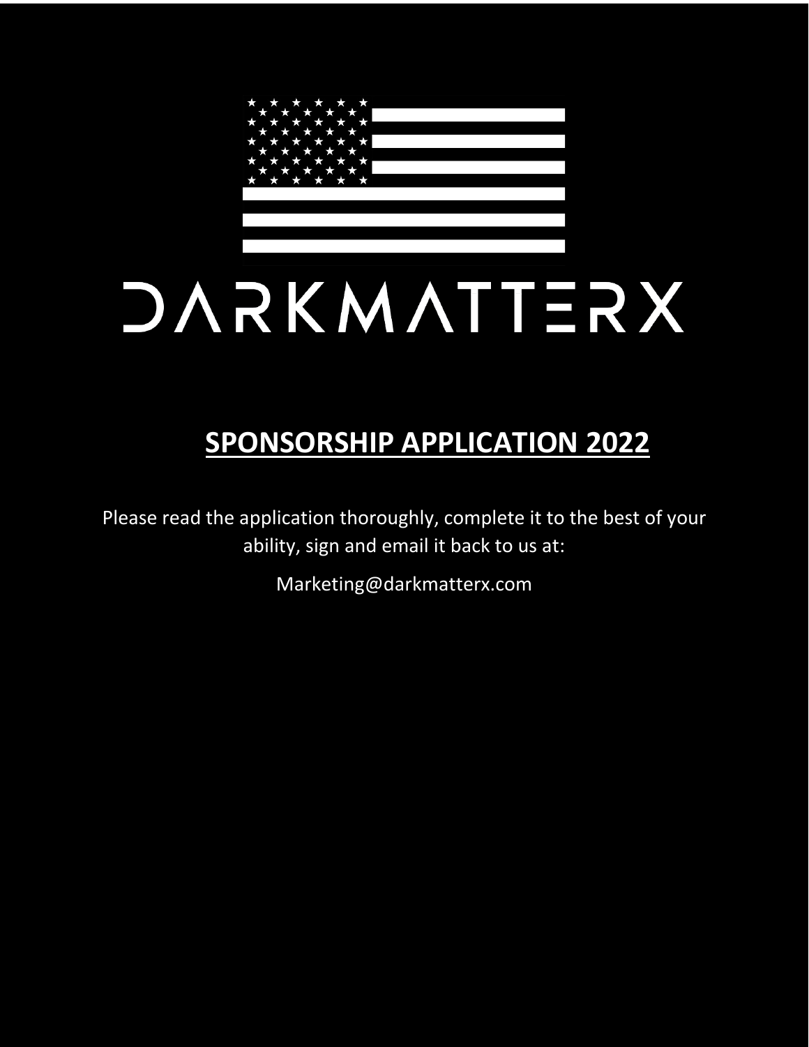# DARKMATTERX

## SPONSORSHIP APPLICATION 2022

Please read the application thoroughly, complete it to the best of your ability, sign and email it back to us at:

Marketing@darkmatterx.com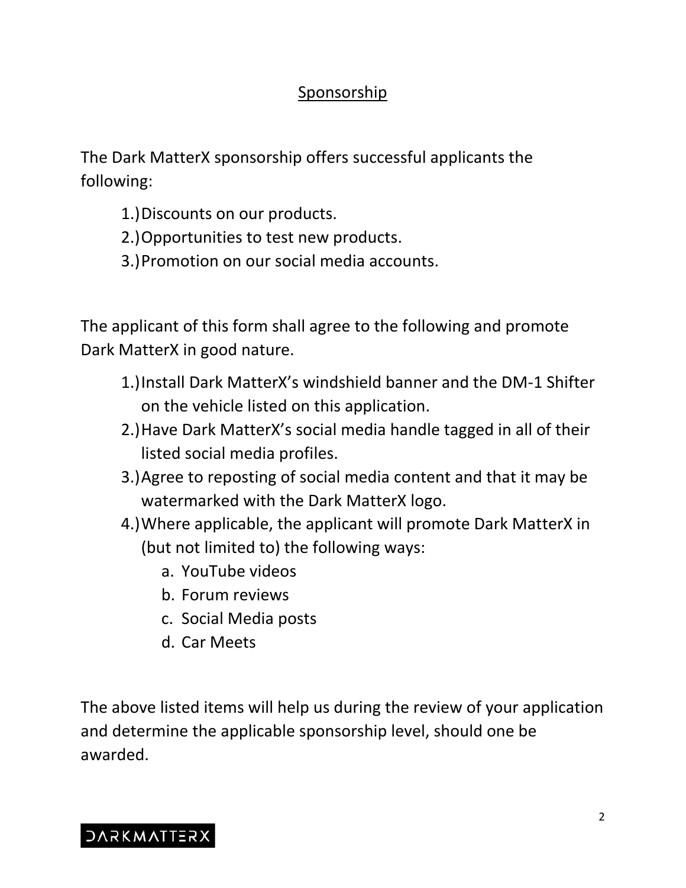## Sponsorship

The Dark MatterX sponsorship offers successful applicants the following:

1.) Discounts on our products.
2.) Opportunities to test new products.
3.) Promotion on our social media accounts.

The applicant of this form shall agree to the following and promote Dark MatterX in good nature.

1.) Install Dark MatterX's windshield banner and the DM-1 Shifter on the vehicle listed on this application.
2.) Have Dark MatterX's social media handle tagged in all of their listed social media profiles.
3.) Agree to reposting of social media content and that it may be watermarked with the Dark MatterX logo.
4.) Where applicable, the applicant will promote Dark MatterX in (but not limited to) the following ways:
    a. YouTube videos
    b. Forum reviews
    c. Social Media posts
    d. Car Meets

The above listed items will help us during the review of your application and determine the applicable sponsorship level, should one be awarded.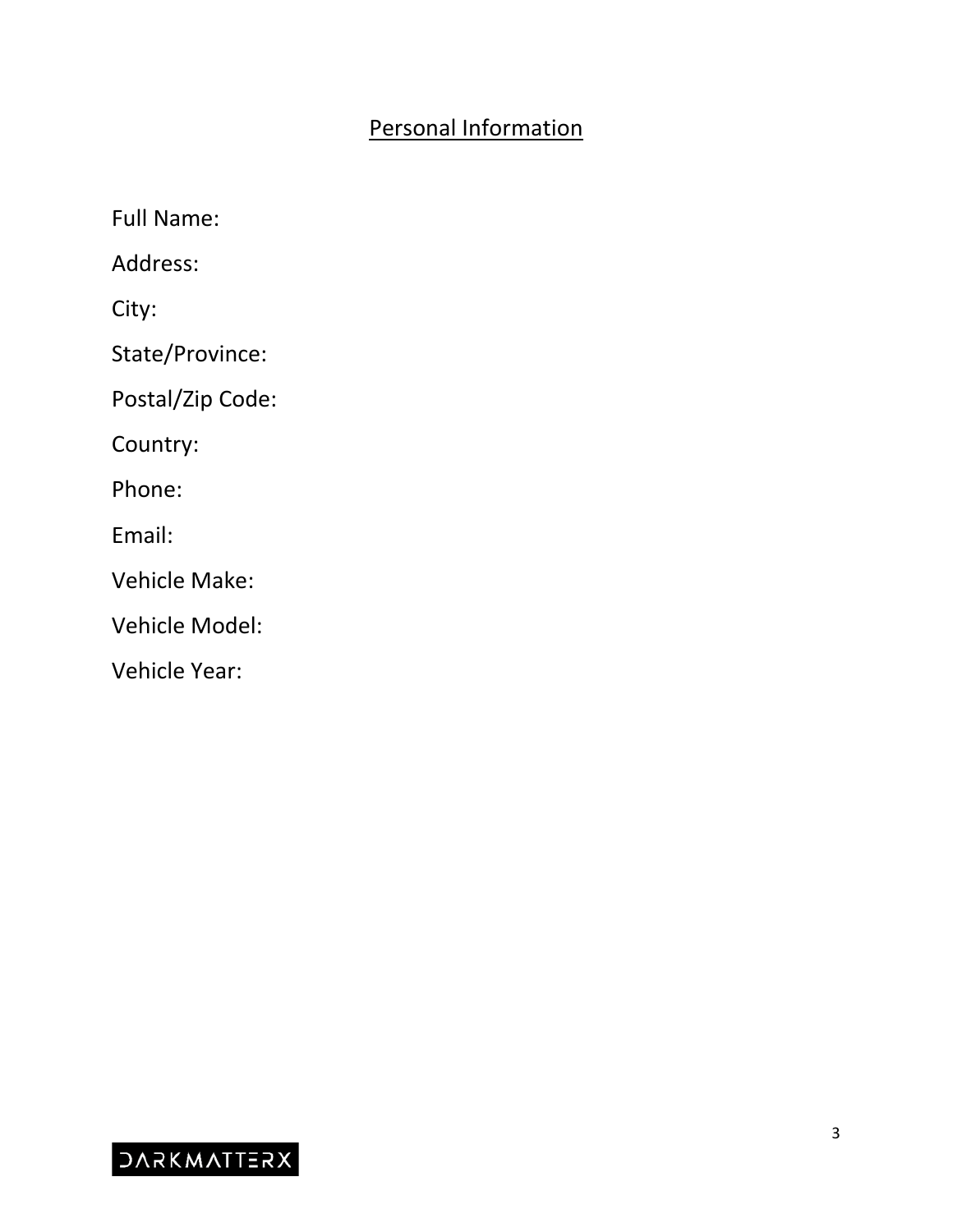## Personal Information

Full Name:

Address:

City:

State/Province:

Postal/Zip Code:

Country:

Phone:

Email:

Vehicle Make:

Vehicle Model:

Vehicle Year: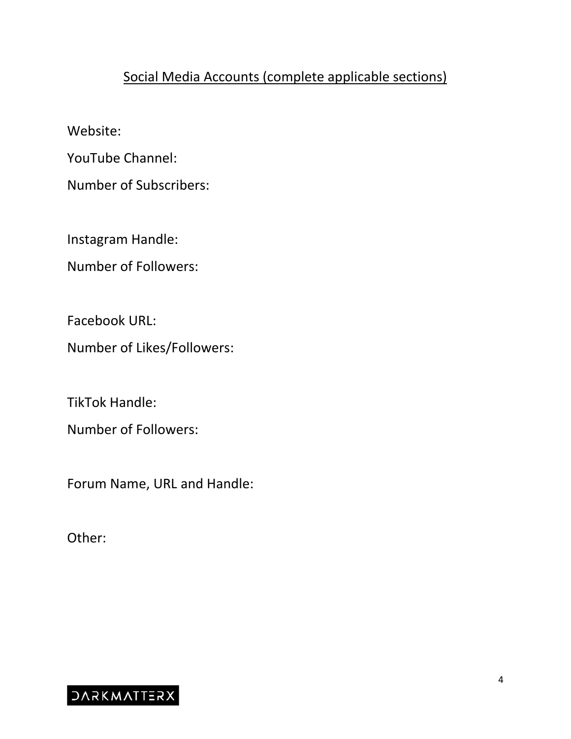## Social Media Accounts (complete applicable sections)

Website:

YouTube Channel:

Number of Subscribers:

Instagram Handle:

Number of Followers:

Facebook URL:

Number of Likes/Followers:

TikTok Handle:

Number of Followers:

Forum Name, URL and Handle:

Other: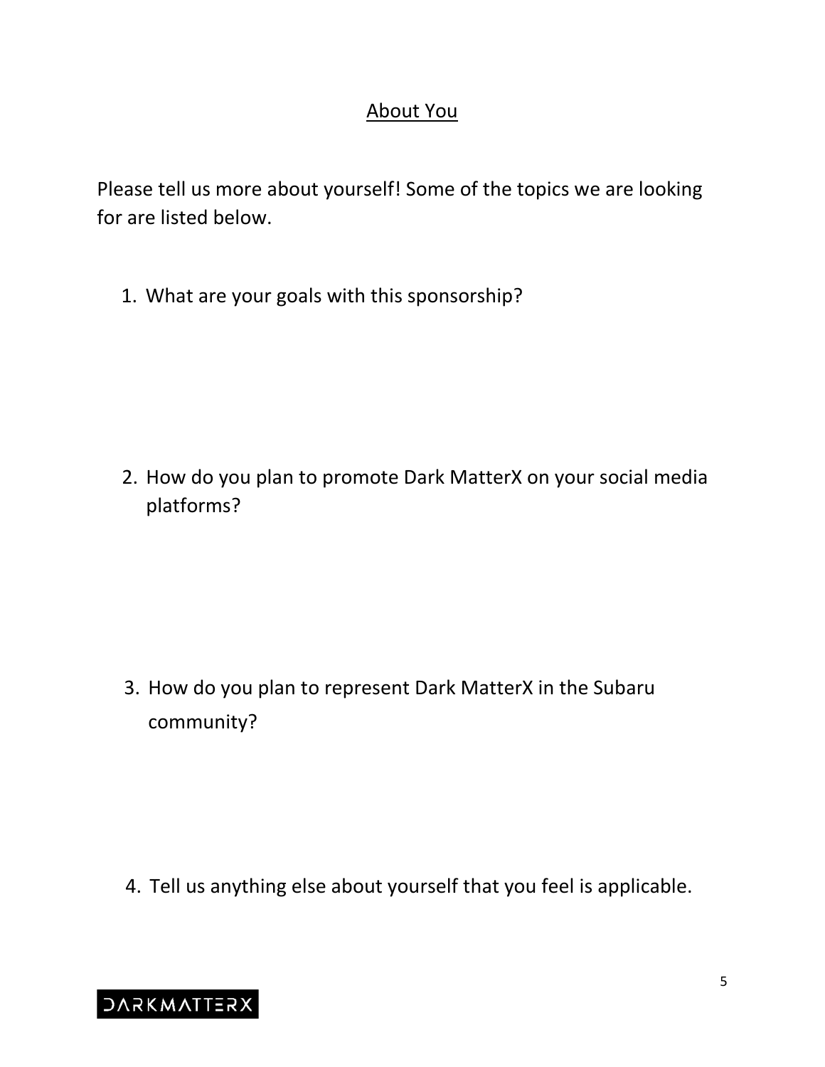## About You

Please tell us more about yourself! Some of the topics we are looking for are listed below.

1. What are your goals with this sponsorship?

2. How do you plan to promote Dark MatterX on your social media platforms?

3. How do you plan to represent Dark MatterX in the Subaru community?

4. Tell us anything else about yourself that you feel is applicable.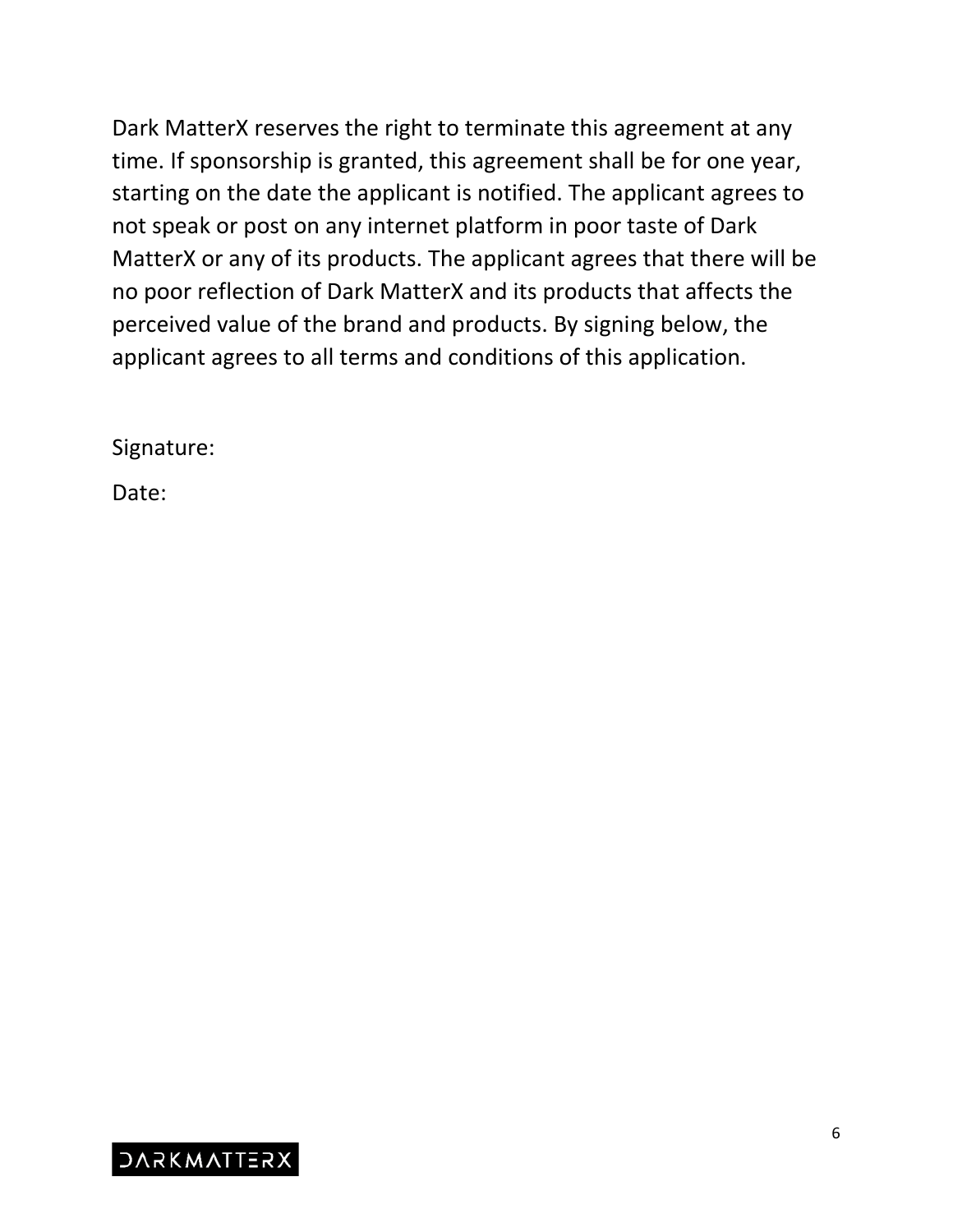Dark MatterX reserves the right to terminate this agreement at any time. If sponsorship is granted, this agreement shall be for one year, starting on the date the applicant is notified. The applicant agrees to not speak or post on any internet platform in poor taste of Dark MatterX or any of its products. The applicant agrees that there will be no poor reflection of Dark MatterX and its products that affects the perceived value of the brand and products. By signing below, the applicant agrees to all terms and conditions of this application.

Signature:

Date: